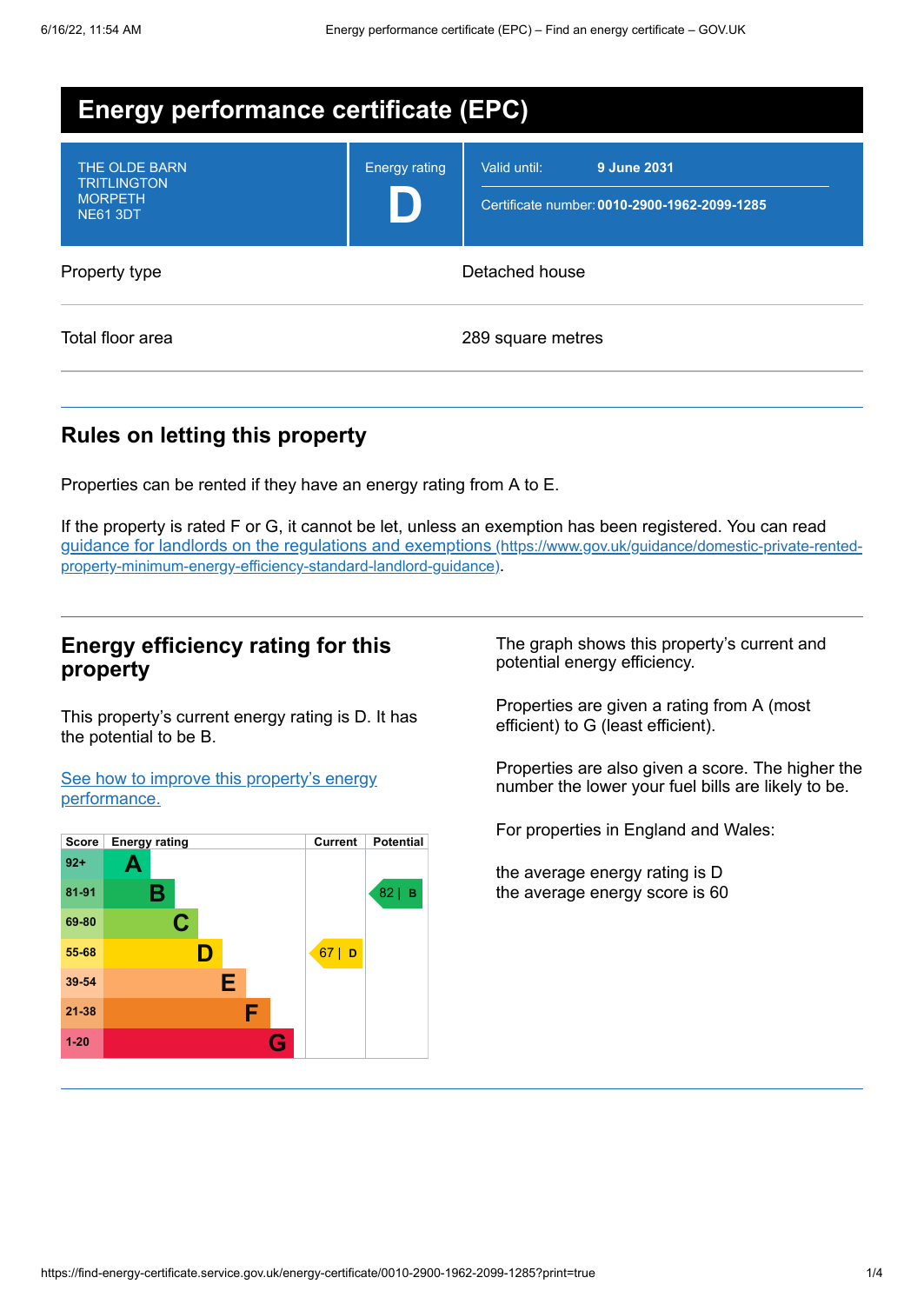# Energy performance certificate (EPC)

| THE OLDE BARN<br>TRITLINGTON<br>MORPETH<br>NE61 3DT | Energy rating<br>**D** | Valid until: **9 June 2031**<br>Certificate number: **0010-2900-1962-2099-1285** |
|---|---|---|

| | |
|---|---|
| Property type | Detached house |
| Total floor area | 289 square metres |

## Rules on letting this property

Properties can be rented if they have an energy rating from A to E.

If the property is rated F or G, it cannot be let, unless an exemption has been registered. You can read [guidance for landlords on the regulations and exemptions (https://www.gov.uk/guidance/domestic-private-rented-property-minimum-energy-efficiency-standard-landlord-guidance)](https://www.gov.uk/guidance/domestic-private-rented-property-minimum-energy-efficiency-standard-landlord-guidance).

## Energy efficiency rating for this property

This property's current energy rating is D. It has the potential to be B.

[See how to improve this property's energy performance.]()

| Score | Energy rating | Current | Potential |
|---|---|---|---|
| 92+ | A | | |
| 81-91 | B | | 82 \| B |
| 69-80 | C | | |
| 55-68 | D | 67 \| D | |
| 39-54 | E | | |
| 21-38 | F | | |
| 1-20 | G | | |

The graph shows this property's current and potential energy efficiency.

Properties are given a rating from A (most efficient) to G (least efficient).

Properties are also given a score. The higher the number the lower your fuel bills are likely to be.

For properties in England and Wales:

the average energy rating is D
the average energy score is 60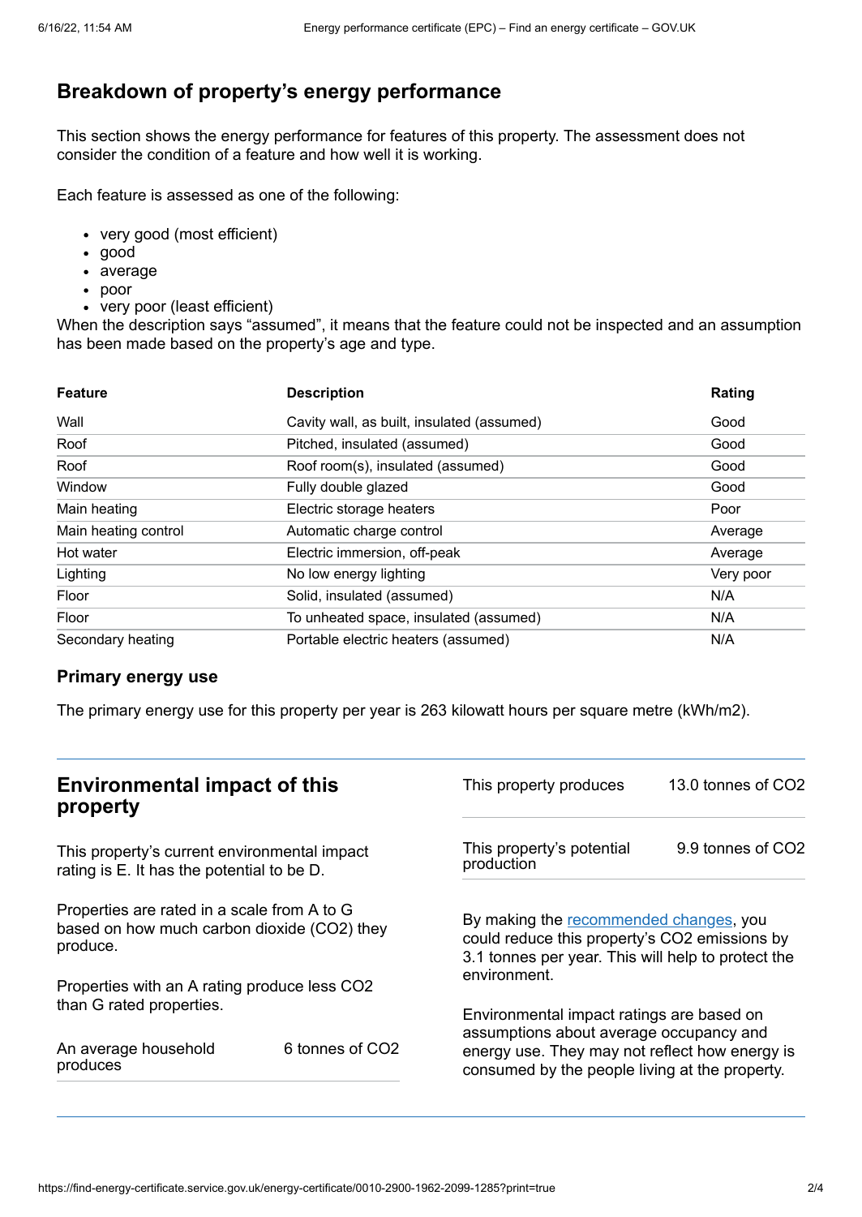## Breakdown of property's energy performance

This section shows the energy performance for features of this property. The assessment does not consider the condition of a feature and how well it is working.

Each feature is assessed as one of the following:

- very good (most efficient)
- good
- average
- poor
- very poor (least efficient)

When the description says "assumed", it means that the feature could not be inspected and an assumption has been made based on the property's age and type.

| Feature | Description | Rating |
|---|---|---|
| Wall | Cavity wall, as built, insulated (assumed) | Good |
| Roof | Pitched, insulated (assumed) | Good |
| Roof | Roof room(s), insulated (assumed) | Good |
| Window | Fully double glazed | Good |
| Main heating | Electric storage heaters | Poor |
| Main heating control | Automatic charge control | Average |
| Hot water | Electric immersion, off-peak | Average |
| Lighting | No low energy lighting | Very poor |
| Floor | Solid, insulated (assumed) | N/A |
| Floor | To unheated space, insulated (assumed) | N/A |
| Secondary heating | Portable electric heaters (assumed) | N/A |

### Primary energy use

The primary energy use for this property per year is 263 kilowatt hours per square metre (kWh/m2).

## Environmental impact of this property

This property's current environmental impact rating is E. It has the potential to be D.

Properties are rated in a scale from A to G based on how much carbon dioxide ($CO_2$) they produce.

Properties with an A rating produce less $CO_2$ than G rated properties.

| | |
|---|---|
| An average household produces | 6 tonnes of $CO_2$ |
| This property produces | 13.0 tonnes of $CO_2$ |
| This property's potential production | 9.9 tonnes of $CO_2$ |

By making the recommended changes, you could reduce this property's $CO_2$ emissions by 3.1 tonnes per year. This will help to protect the environment.

Environmental impact ratings are based on assumptions about average occupancy and energy use. They may not reflect how energy is consumed by the people living at the property.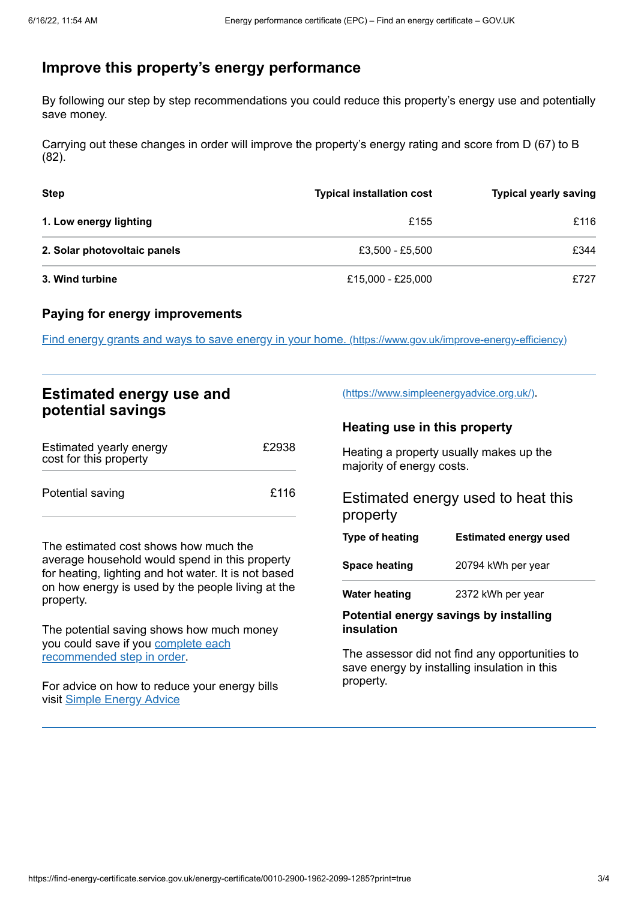## Improve this property's energy performance

By following our step by step recommendations you could reduce this property's energy use and potentially save money.

Carrying out these changes in order will improve the property's energy rating and score from D (67) to B (82).

| Step | Typical installation cost | Typical yearly saving |
| --- | --- | --- |
| **1. Low energy lighting** | £155 | £116 |
| **2. Solar photovoltaic panels** | £3,500 - £5,500 | £344 |
| **3. Wind turbine** | £15,000 - £25,000 | £727 |

### Paying for energy improvements

[Find energy grants and ways to save energy in your home. (https://www.gov.uk/improve-energy-efficiency)](https://www.gov.uk/improve-energy-efficiency)

## Estimated energy use and potential savings

| | |
| --- | --- |
| Estimated yearly energy cost for this property | £2938 |
| Potential saving | £116 |

The estimated cost shows how much the average household would spend in this property for heating, lighting and hot water. It is not based on how energy is used by the people living at the property.

The potential saving shows how much money you could save if you [complete each recommended step in order](#).

For advice on how to reduce your energy bills visit [Simple Energy Advice (https://www.simpleenergyadvice.org.uk/)](https://www.simpleenergyadvice.org.uk/).

### Heating use in this property

Heating a property usually makes up the majority of energy costs.

### Estimated energy used to heat this property

| Type of heating | Estimated energy used |
| --- | --- |
| **Space heating** | 20794 kWh per year |
| **Water heating** | 2372 kWh per year |

#### Potential energy savings by installing insulation

The assessor did not find any opportunities to save energy by installing insulation in this property.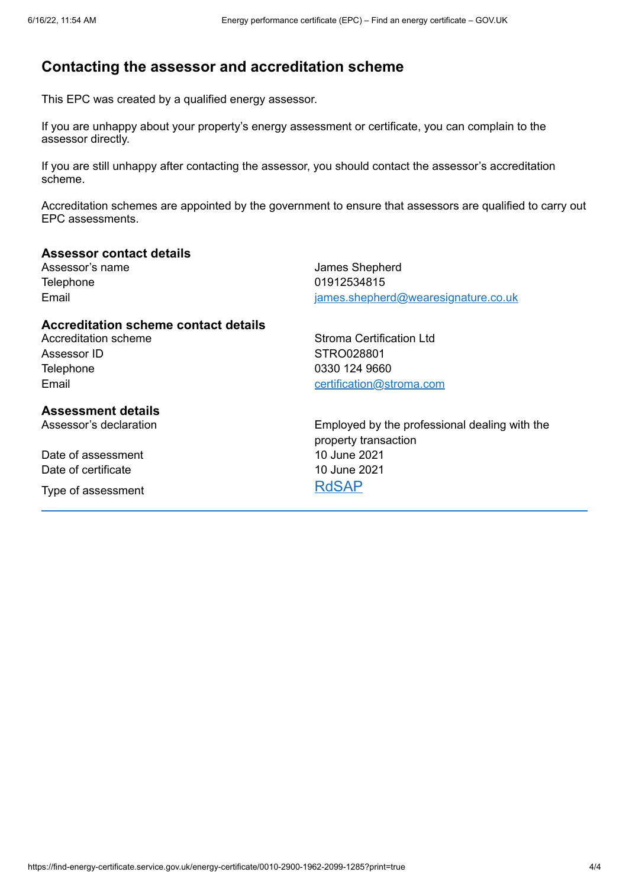## Contacting the assessor and accreditation scheme

This EPC was created by a qualified energy assessor.

If you are unhappy about your property's energy assessment or certificate, you can complain to the assessor directly.

If you are still unhappy after contacting the assessor, you should contact the assessor's accreditation scheme.

Accreditation schemes are appointed by the government to ensure that assessors are qualified to carry out EPC assessments.

### Assessor contact details

| | |
|---|---|
| Assessor's name | James Shepherd |
| Telephone | 01912534815 |
| Email | james.shepherd@wearesignature.co.uk |

### Accreditation scheme contact details

| | |
|---|---|
| Accreditation scheme | Stroma Certification Ltd |
| Assessor ID | STRO028801 |
| Telephone | 0330 124 9660 |
| Email | certification@stroma.com |

### Assessment details

| | |
|---|---|
| Assessor's declaration | Employed by the professional dealing with the property transaction |
| Date of assessment | 10 June 2021 |
| Date of certificate | 10 June 2021 |
| Type of assessment | RdSAP |